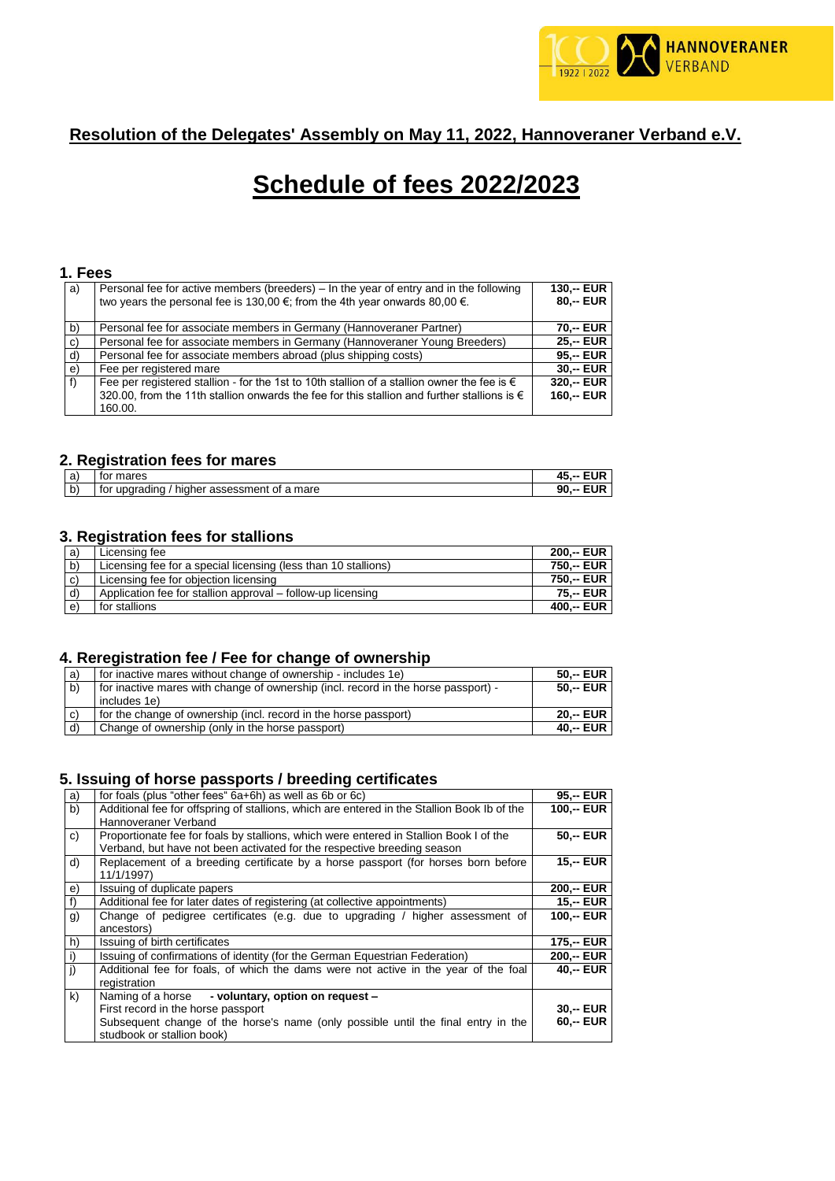## Resolution of the Delegates' Assembly on May 11, 2022, Hannoveraner Verband e.V.

# Schedule of fees 2022/2023

### 1. Fees

| | | |
|---|---|---|
| a) | Personal fee for active members (breeders) – In the year of entry and in the following two years the personal fee is 130,00 €; from the 4th year onwards 80,00 €. | **130,-- EUR**<br>**80,-- EUR** |
| b) | Personal fee for associate members in Germany (Hannoveraner Partner) | **70,-- EUR** |
| c) | Personal fee for associate members in Germany (Hannoveraner Young Breeders) | **25,-- EUR** |
| d) | Personal fee for associate members abroad (plus shipping costs) | **95,-- EUR** |
| e) | Fee per registered mare | **30,-- EUR** |
| f) | Fee per registered stallion - for the 1st to 10th stallion of a stallion owner the fee is € 320.00, from the 11th stallion onwards the fee for this stallion and further stallions is € 160.00. | **320,-- EUR**<br>**160,-- EUR** |

### 2. Registration fees for mares

| | | |
|---|---|---|
| a) | for mares | **45,-- EUR** |
| b) | for upgrading / higher assessment of a mare | **90,-- EUR** |

### 3. Registration fees for stallions

| | | |
|---|---|---|
| a) | Licensing fee | **200,-- EUR** |
| b) | Licensing fee for a special licensing (less than 10 stallions) | **750,-- EUR** |
| c) | Licensing fee for objection licensing | **750,-- EUR** |
| d) | Application fee for stallion approval – follow-up licensing | **75,-- EUR** |
| e) | for stallions | **400,-- EUR** |

### 4. Reregistration fee / Fee for change of ownership

| | | |
|---|---|---|
| a) | for inactive mares without change of ownership - includes 1e) | **50,-- EUR** |
| b) | for inactive mares with change of ownership (incl. record in the horse passport) - includes 1e) | **50,-- EUR** |
| c) | for the change of ownership (incl. record in the horse passport) | **20,-- EUR** |
| d) | Change of ownership (only in the horse passport) | **40,-- EUR** |

### 5. Issuing of horse passports / breeding certificates

| | | |
|---|---|---|
| a) | for foals (plus "other fees" 6a+6h) as well as 6b or 6c) | **95,-- EUR** |
| b) | Additional fee for offspring of stallions, which are entered in the Stallion Book Ib of the Hannoveraner Verband | **100,-- EUR** |
| c) | Proportionate fee for foals by stallions, which were entered in Stallion Book I of the Verband, but have not been activated for the respective breeding season | **50,-- EUR** |
| d) | Replacement of a breeding certificate by a horse passport (for horses born before 11/1/1997) | **15,-- EUR** |
| e) | Issuing of duplicate papers | **200,-- EUR** |
| f) | Additional fee for later dates of registering (at collective appointments) | **15,-- EUR** |
| g) | Change of pedigree certificates (e.g. due to upgrading / higher assessment of ancestors) | **100,-- EUR** |
| h) | Issuing of birth certificates | **175,-- EUR** |
| i) | Issuing of confirmations of identity (for the German Equestrian Federation) | **200,-- EUR** |
| j) | Additional fee for foals, of which the dams were not active in the year of the foal registration | **40,-- EUR** |
| k) | Naming of a horse **- voluntary, option on request –**<br>First record in the horse passport<br>Subsequent change of the horse's name (only possible until the final entry in the studbook or stallion book) | <br>**30,-- EUR**<br>**60,-- EUR** |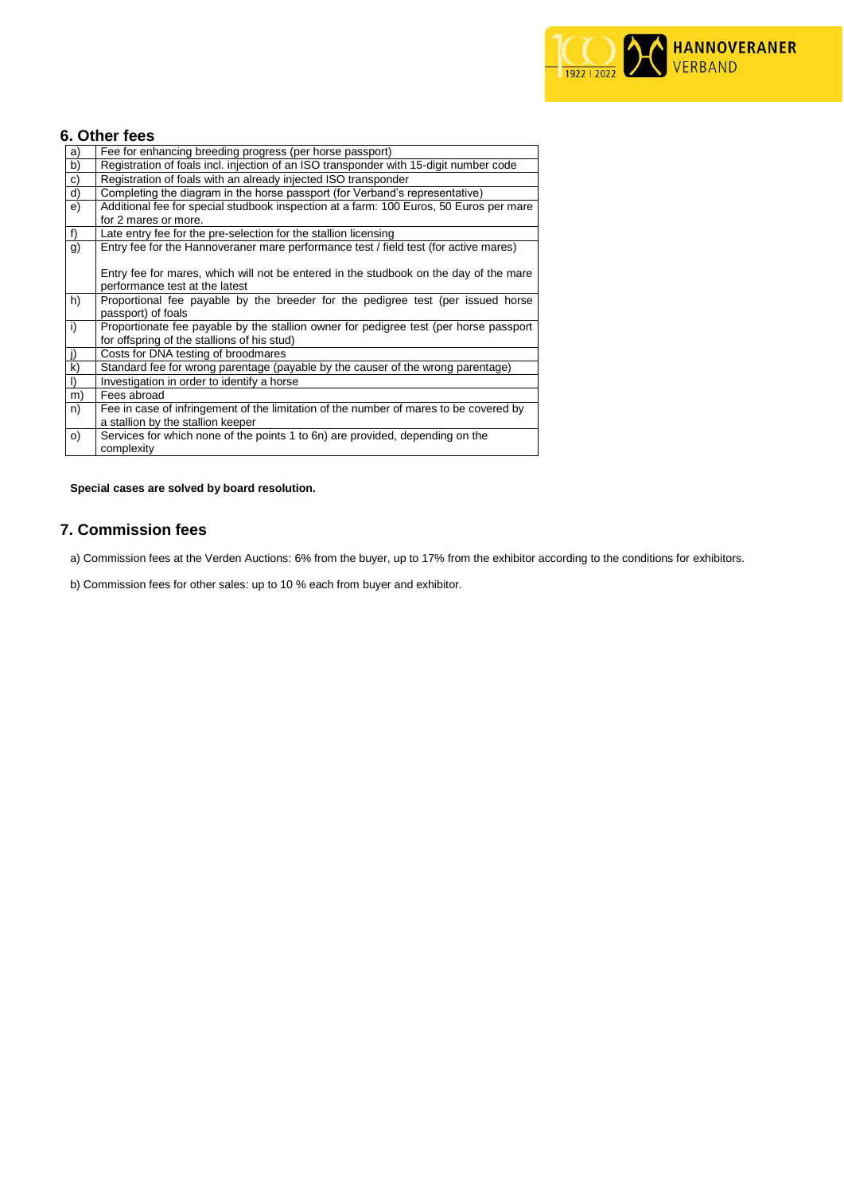## 6. Other fees

| | |
|---|---|
| a) | Fee for enhancing breeding progress (per horse passport) |
| b) | Registration of foals incl. injection of an ISO transponder with 15-digit number code |
| c) | Registration of foals with an already injected ISO transponder |
| d) | Completing the diagram in the horse passport (for Verband's representative) |
| e) | Additional fee for special studbook inspection at a farm: 100 Euros, 50 Euros per mare for 2 mares or more. |
| f) | Late entry fee for the pre-selection for the stallion licensing |
| g) | Entry fee for the Hannoveraner mare performance test / field test (for active mares)<br><br>Entry fee for mares, which will not be entered in the studbook on the day of the mare performance test at the latest |
| h) | Proportional fee payable by the breeder for the pedigree test (per issued horse passport) of foals |
| i) | Proportionate fee payable by the stallion owner for pedigree test (per horse passport for offspring of the stallions of his stud) |
| j) | Costs for DNA testing of broodmares |
| k) | Standard fee for wrong parentage (payable by the causer of the wrong parentage) |
| l) | Investigation in order to identify a horse |
| m) | Fees abroad |
| n) | Fee in case of infringement of the limitation of the number of mares to be covered by a stallion by the stallion keeper |
| o) | Services for which none of the points 1 to 6n) are provided, depending on the complexity |

**Special cases are solved by board resolution.**

## 7. Commission fees

a) Commission fees at the Verden Auctions: 6% from the buyer, up to 17% from the exhibitor according to the conditions for exhibitors.

b) Commission fees for other sales: up to 10 % each from buyer and exhibitor.